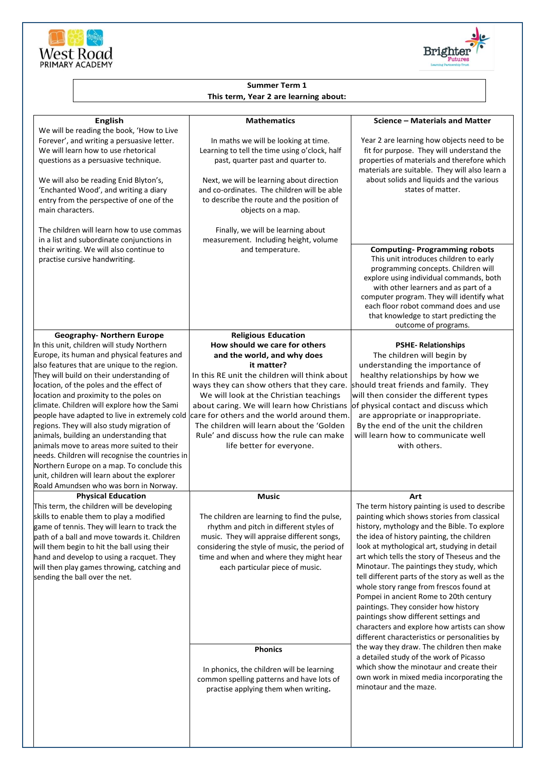West Road PRIMARY ACADEMY

Brighter Futures Learning Partnership Trust

**Summer Term 1**
**This term, Year 2 are learning about:**

### English

We will be reading the book, 'How to Live Forever', and writing a persuasive letter. We will learn how to use rhetorical questions as a persuasive technique.

We will also be reading Enid Blyton's, 'Enchanted Wood', and writing a diary entry from the perspective of one of the main characters.

The children will learn how to use commas in a list and subordinate conjunctions in their writing. We will also continue to practise cursive handwriting.

### Mathematics

In maths we will be looking at time. Learning to tell the time using o'clock, half past, quarter past and quarter to.

Next, we will be learning about direction and co-ordinates. The children will be able to describe the route and the position of objects on a map.

Finally, we will be learning about measurement. Including height, volume and temperature.

### Science – Materials and Matter

Year 2 are learning how objects need to be fit for purpose. They will understand the properties of materials and therefore which materials are suitable. They will also learn a about solids and liquids and the various states of matter.

### Computing- Programming robots

This unit introduces children to early programming concepts. Children will explore using individual commands, both with other learners and as part of a computer program. They will identify what each floor robot command does and use that knowledge to start predicting the outcome of programs.

### Geography- Northern Europe

In this unit, children will study Northern Europe, its human and physical features and also features that are unique to the region. They will build on their understanding of location, of the poles and the effect of location and proximity to the poles on climate. Children will explore how the Sami people have adapted to live in extremely cold regions. They will also study migration of animals, building an understanding that animals move to areas more suited to their needs. Children will recognise the countries in Northern Europe on a map. To conclude this unit, children will learn about the explorer Roald Amundsen who was born in Norway.

### Religious Education

**How should we care for others and the world, and why does it matter?**

In this RE unit the children will think about ways they can show others that they care. We will look at the Christian teachings about caring. We will learn how Christians care for others and the world around them. The children will learn about the 'Golden Rule' and discuss how the rule can make life better for everyone.

### PSHE- Relationships

The children will begin by understanding the importance of healthy relationships by how we should treat friends and family. They will then consider the different types of physical contact and discuss which are appropriate or inappropriate. By the end of the unit the children will learn how to communicate well with others.

### Physical Education

This term, the children will be developing skills to enable them to play a modified game of tennis. They will learn to track the path of a ball and move towards it. Children will them begin to hit the ball using their hand and develop to using a racquet. They will then play games throwing, catching and sending the ball over the net.

### Music

The children are learning to find the pulse, rhythm and pitch in different styles of music. They will appraise different songs, considering the style of music, the period of time and when and where they might hear each particular piece of music.

### Phonics

In phonics, the children will be learning common spelling patterns and have lots of practise applying them when writing.

### Art

The term history painting is used to describe painting which shows stories from classical history, mythology and the Bible. To explore the idea of history painting, the children look at mythological art, studying in detail art which tells the story of Theseus and the Minotaur. The paintings they study, which tell different parts of the story as well as the whole story range from frescos found at Pompei in ancient Rome to 20th century paintings. They consider how history paintings show different settings and characters and explore how artists can show different characteristics or personalities by the way they draw. The children then make a detailed study of the work of Picasso which show the minotaur and create their own work in mixed media incorporating the minotaur and the maze.